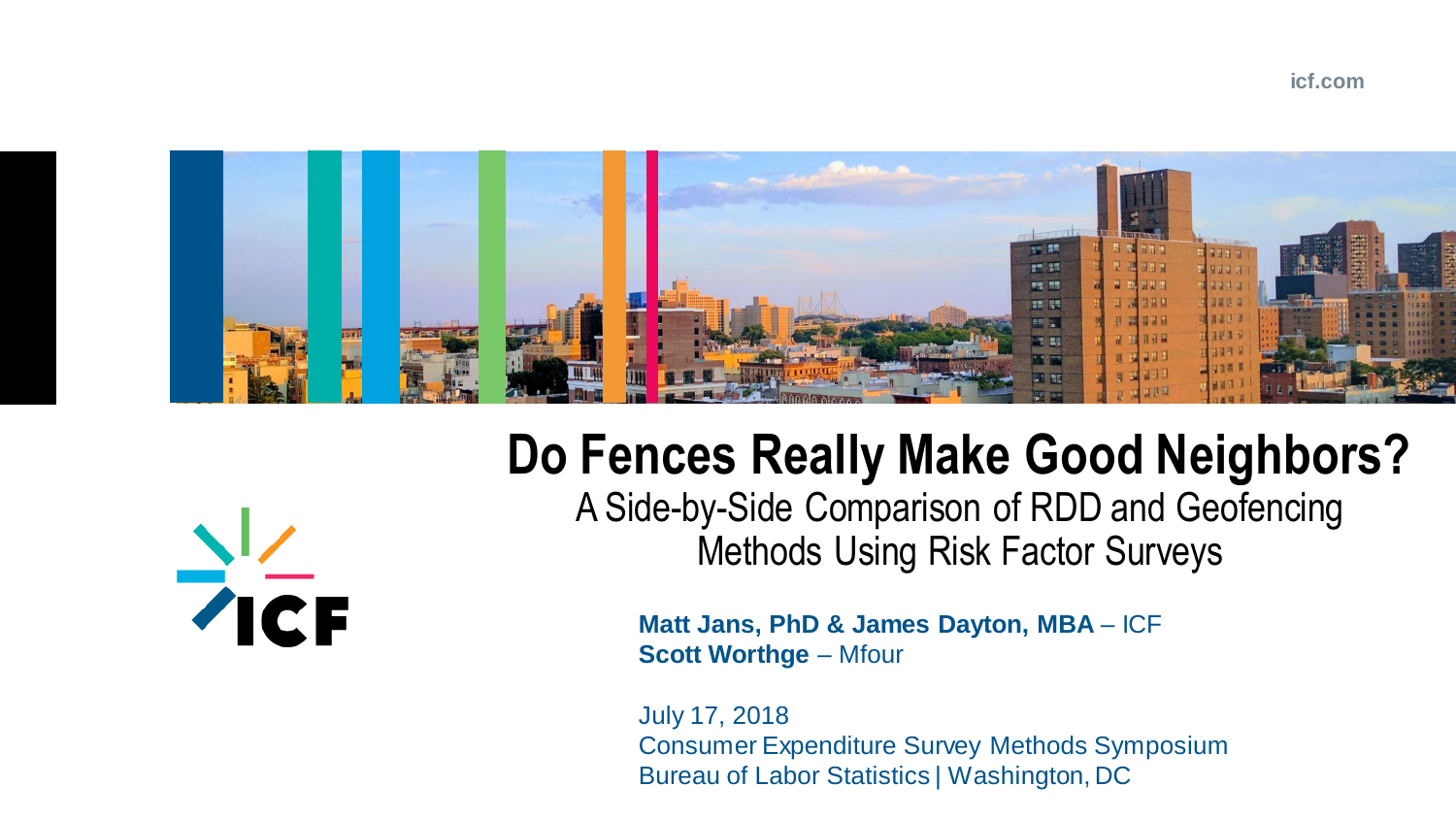icf.com

# Do Fences Really Make Good Neighbors?

## A Side-by-Side Comparison of RDD and Geofencing Methods Using Risk Factor Surveys

**Matt Jans, PhD & James Dayton, MBA** – ICF
**Scott Worthge** – Mfour

July 17, 2018
Consumer Expenditure Survey Methods Symposium
Bureau of Labor Statistics | Washington, DC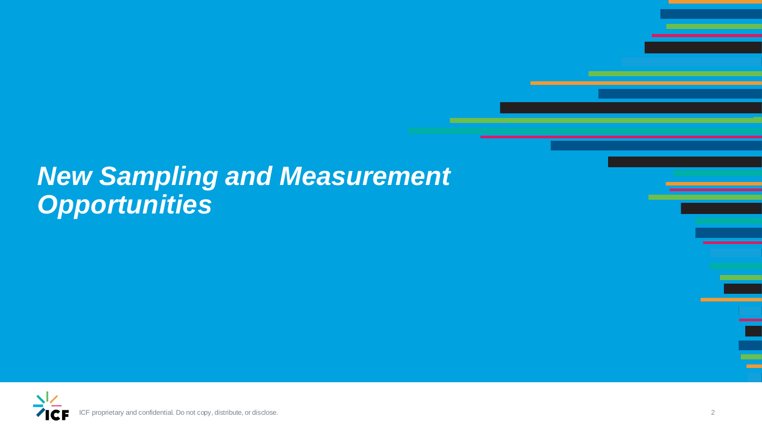# ***New Sampling and Measurement Opportunities***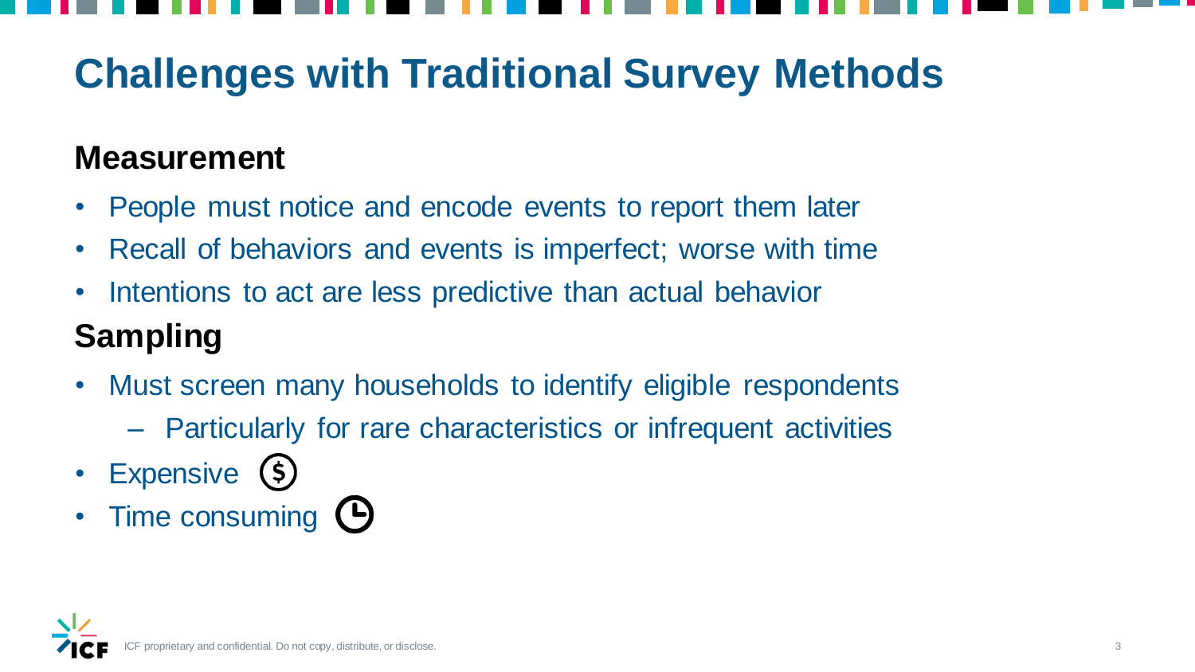# Challenges with Traditional Survey Methods

## Measurement

- People must notice and encode events to report them later
- Recall of behaviors and events is imperfect; worse with time
- Intentions to act are less predictive than actual behavior

## Sampling

- Must screen many households to identify eligible respondents
  - Particularly for rare characteristics or infrequent activities
- Expensive
- Time consuming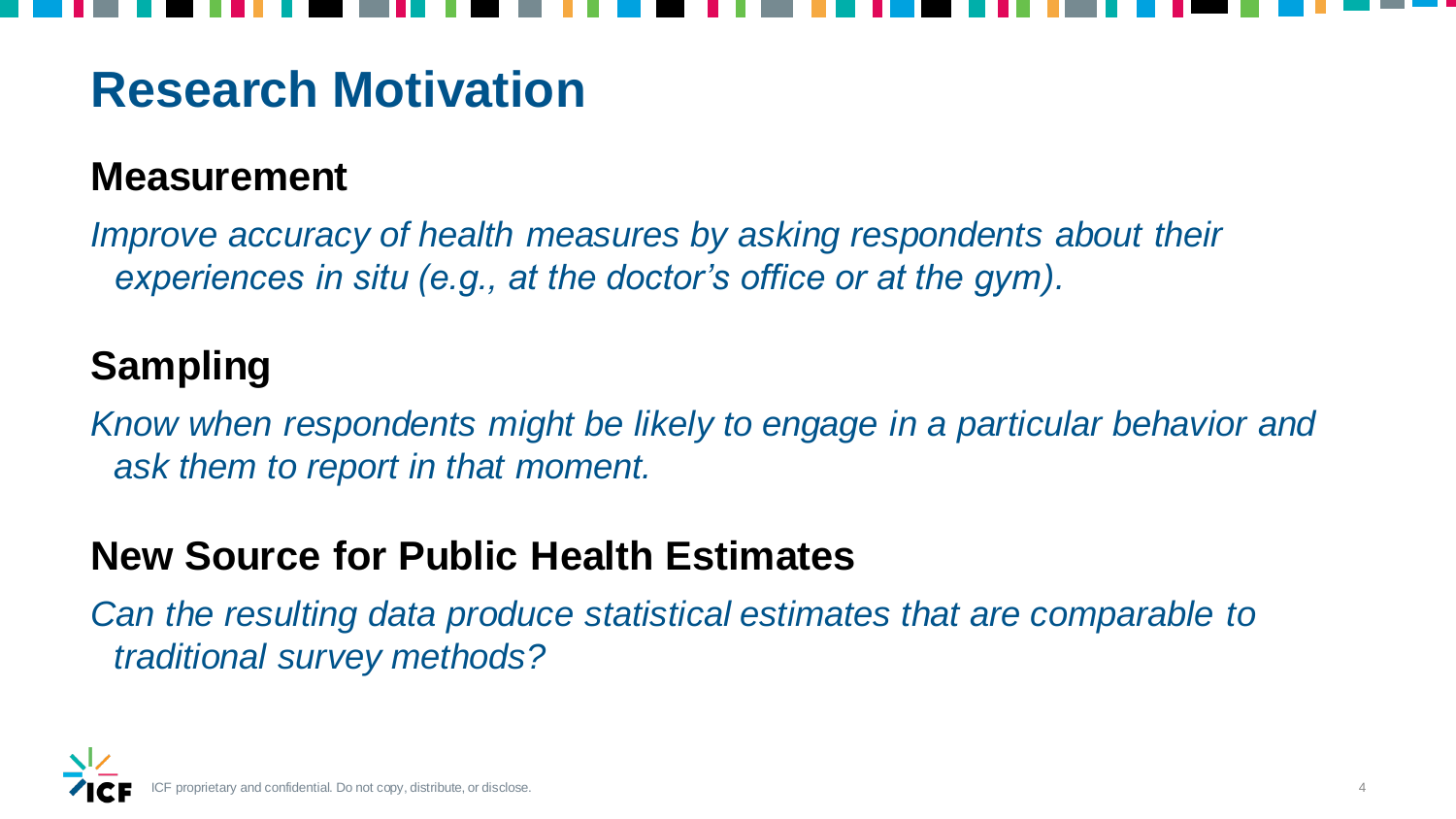# Research Motivation

## Measurement

*Improve accuracy of health measures by asking respondents about their experiences in situ (e.g., at the doctor's office or at the gym).*

## Sampling

*Know when respondents might be likely to engage in a particular behavior and ask them to report in that moment.*

## New Source for Public Health Estimates

*Can the resulting data produce statistical estimates that are comparable to traditional survey methods?*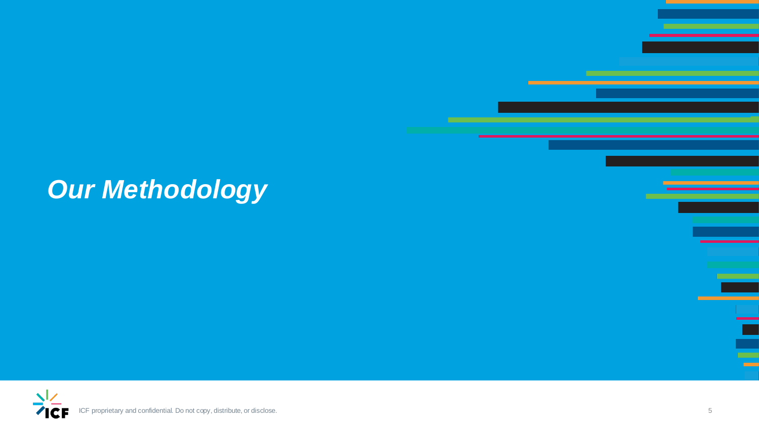# *Our Methodology*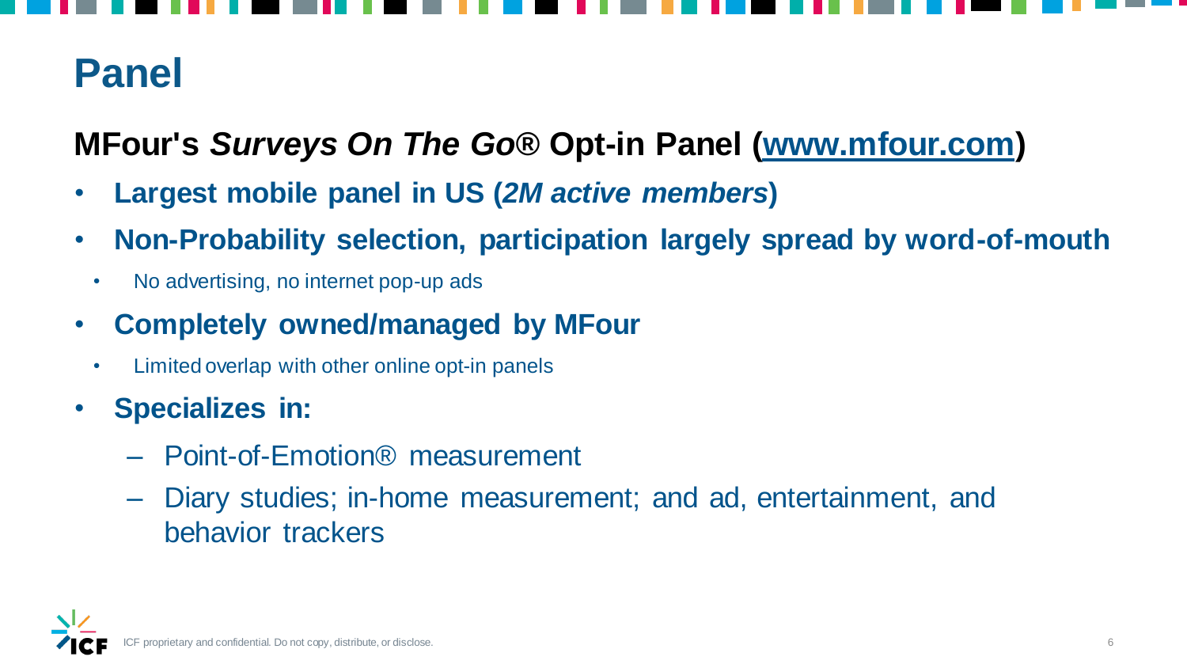# Panel

## MFour's *Surveys On The Go®* Opt-in Panel ([www.mfour.com](www.mfour.com))

- **Largest mobile panel in US (*2M active members*)**
- **Non-Probability selection, participation largely spread by word-of-mouth**
  - No advertising, no internet pop-up ads
- **Completely owned/managed by MFour**
  - Limited overlap with other online opt-in panels
- **Specializes in:**
  - Point-of-Emotion® measurement
  - Diary studies; in-home measurement; and ad, entertainment, and behavior trackers

ICF proprietary and confidential. Do not copy, distribute, or disclose.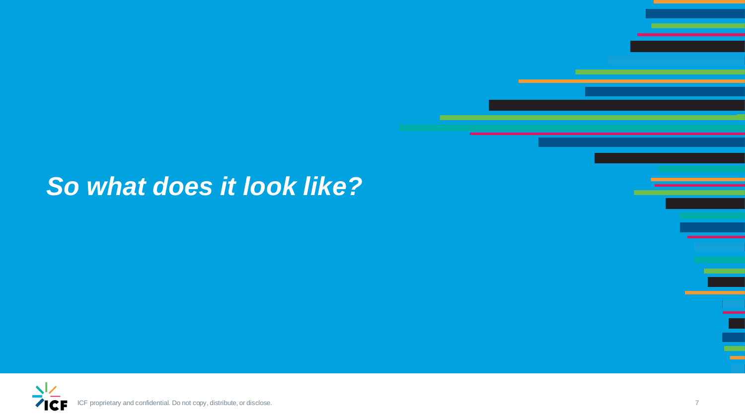# *So what does it look like?*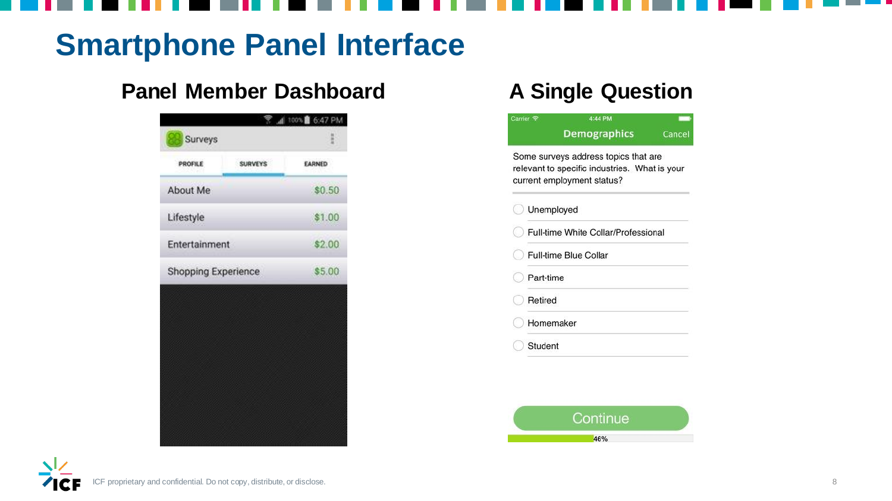# Smartphone Panel Interface

## Panel Member Dashboard

Surveys

PROFILE | SURVEYS | EARNED

| Survey | Earned |
| --- | --- |
| About Me | $0.50 |
| Lifestyle | $1.00 |
| Entertainment | $2.00 |
| Shopping Experience | $5.00 |

## A Single Question

**Demographics** Cancel

Some surveys address topics that are relevant to specific industries. What is your current employment status?

- Unemployed
- Full-time White Collar/Professional
- Full-time Blue Collar
- Part-time
- Retired
- Homemaker
- Student

Continue

46%

ICF proprietary and confidential. Do not copy, distribute, or disclose.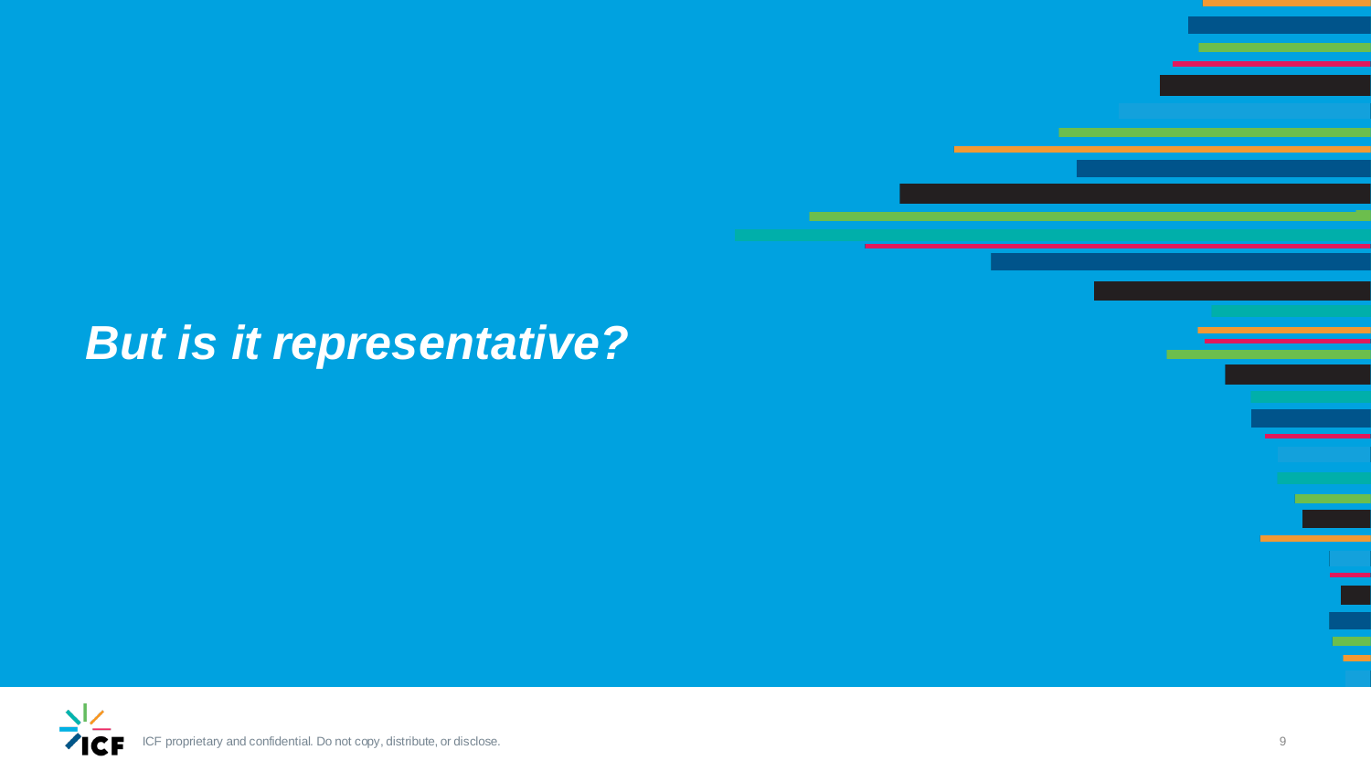# *But is it representative?*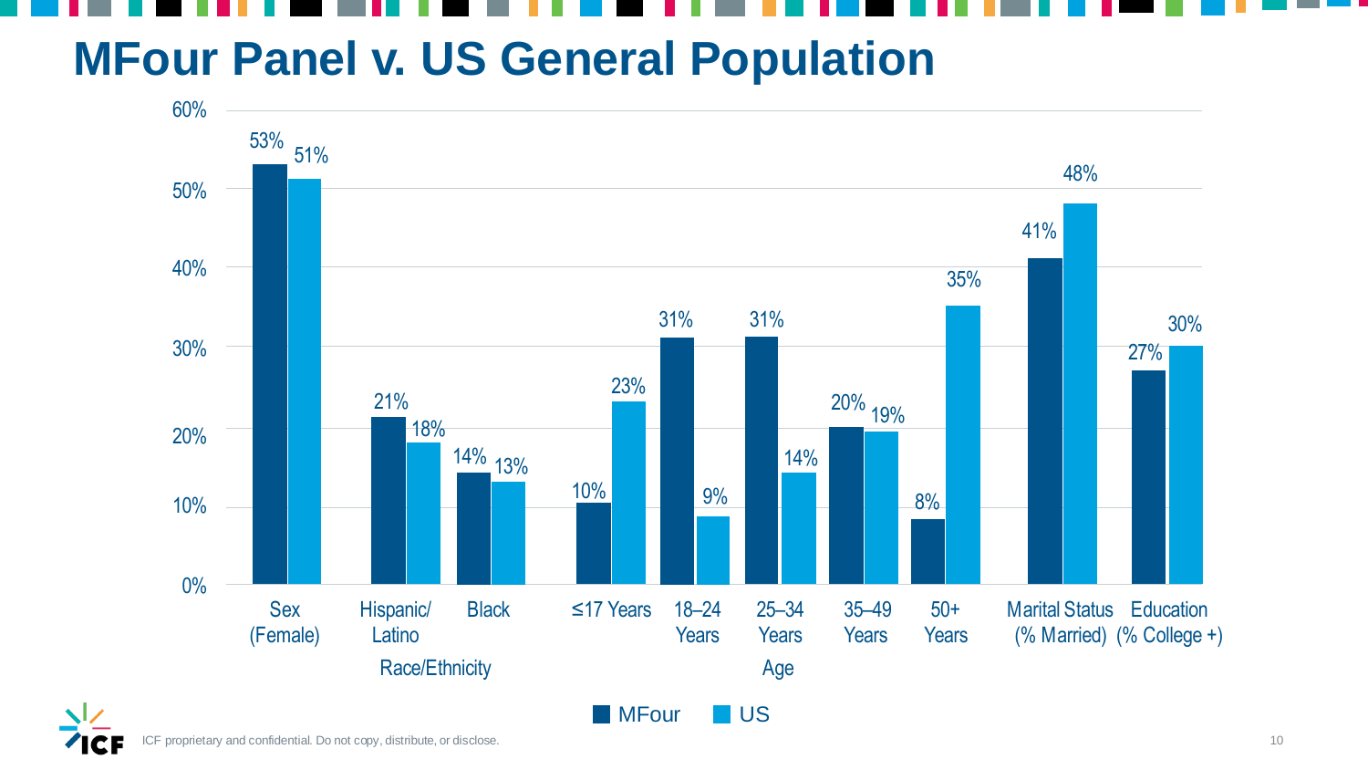# MFour Panel v. US General Population

| Category | | MFour | US |
|---|---|---|---|
| Sex (Female) | | 53% | 51% |
| Race/Ethnicity | Hispanic/Latino | 21% | 18% |
| | Black | 14% | 13% |
| Age | ≤17 Years | 10% | 23% |
| | 18–24 Years | 31% | 9% |
| | 25–34 Years | 31% | 14% |
| | 35–49 Years | 20% | 19% |
| | 50+ Years | 8% | 35% |
| Marital Status (% Married) | | 41% | 48% |
| Education (% College +) | | 27% | 30% |

ICF proprietary and confidential. Do not copy, distribute, or disclose.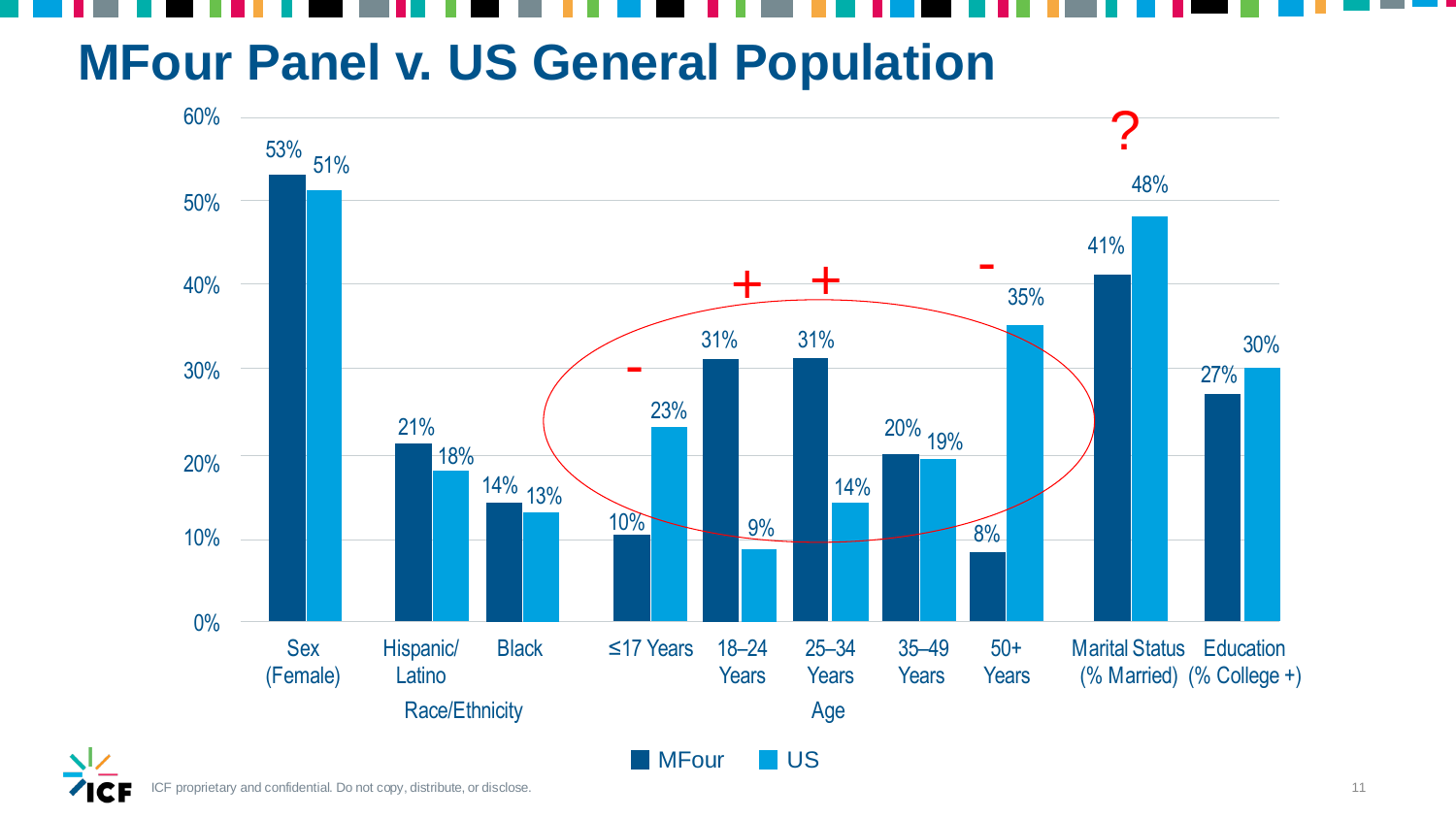# MFour Panel v. US General Population

| Category | | MFour | US |
|---|---|---|---|
| Sex (Female) | | 53% | 51% |
| Race/Ethnicity | Hispanic/ Latino | 21% | 18% |
| | Black | 14% | 13% |
| Age | ≤17 Years | 10% | 23% |
| | 18–24 Years | 31% | 9% |
| | 25–34 Years | 31% | 14% |
| | 35–49 Years | 20% | 19% |
| | 50+ Years | 8% | 35% |
| Marital Status (% Married) | | 41% | 48% |
| Education (% College +) | | 27% | 30% |

ICF proprietary and confidential. Do not copy, distribute, or disclose.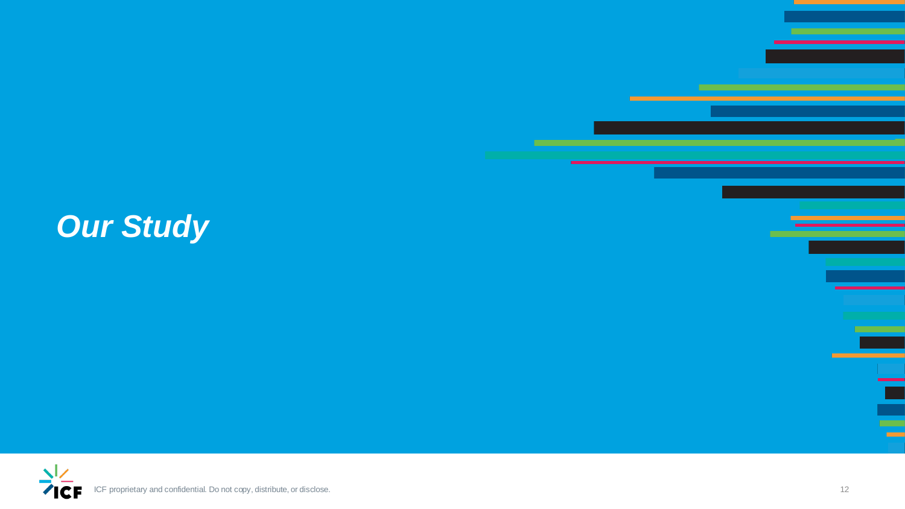# *Our Study*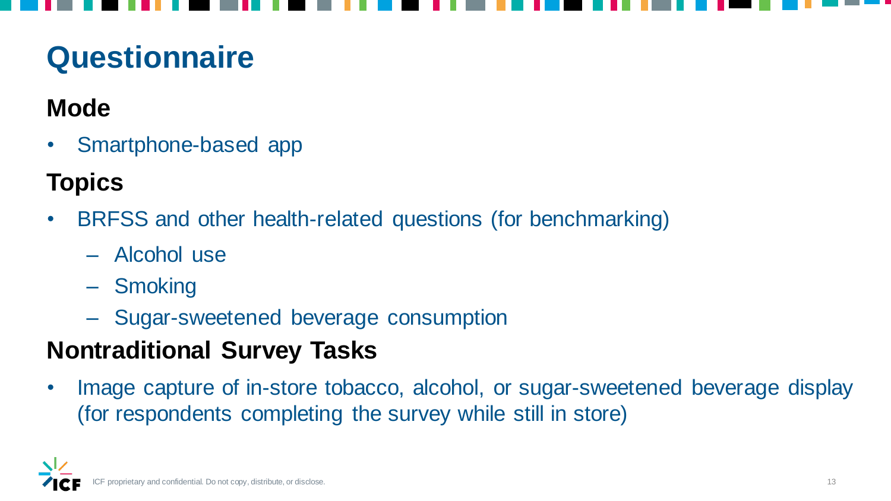# Questionnaire

## Mode

- Smartphone-based app

## Topics

- BRFSS and other health-related questions (for benchmarking)
  - Alcohol use
  - Smoking
  - Sugar-sweetened beverage consumption

## Nontraditional Survey Tasks

- Image capture of in-store tobacco, alcohol, or sugar-sweetened beverage display (for respondents completing the survey while still in store)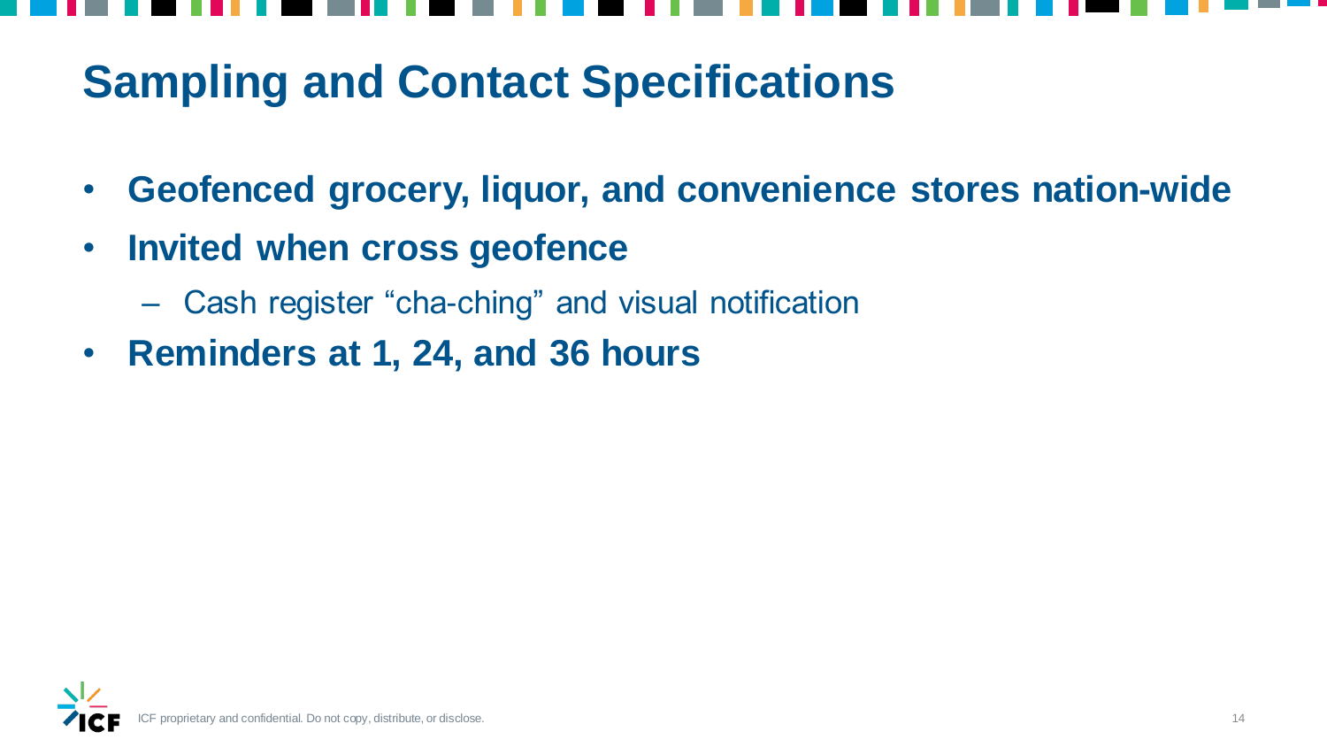# Sampling and Contact Specifications

- **Geofenced grocery, liquor, and convenience stores nation-wide**
- **Invited when cross geofence**
  - Cash register “cha-ching” and visual notification
- **Reminders at 1, 24, and 36 hours**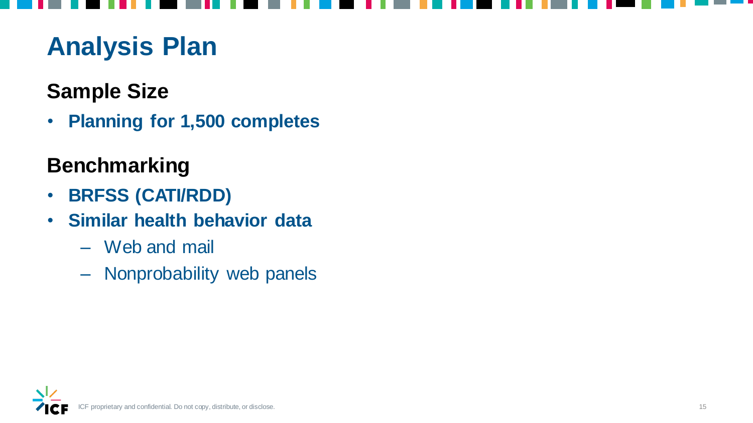# Analysis Plan

## Sample Size

- **Planning for 1,500 completes**

## Benchmarking

- **BRFSS (CATI/RDD)**
- **Similar health behavior data**
  - Web and mail
  - Nonprobability web panels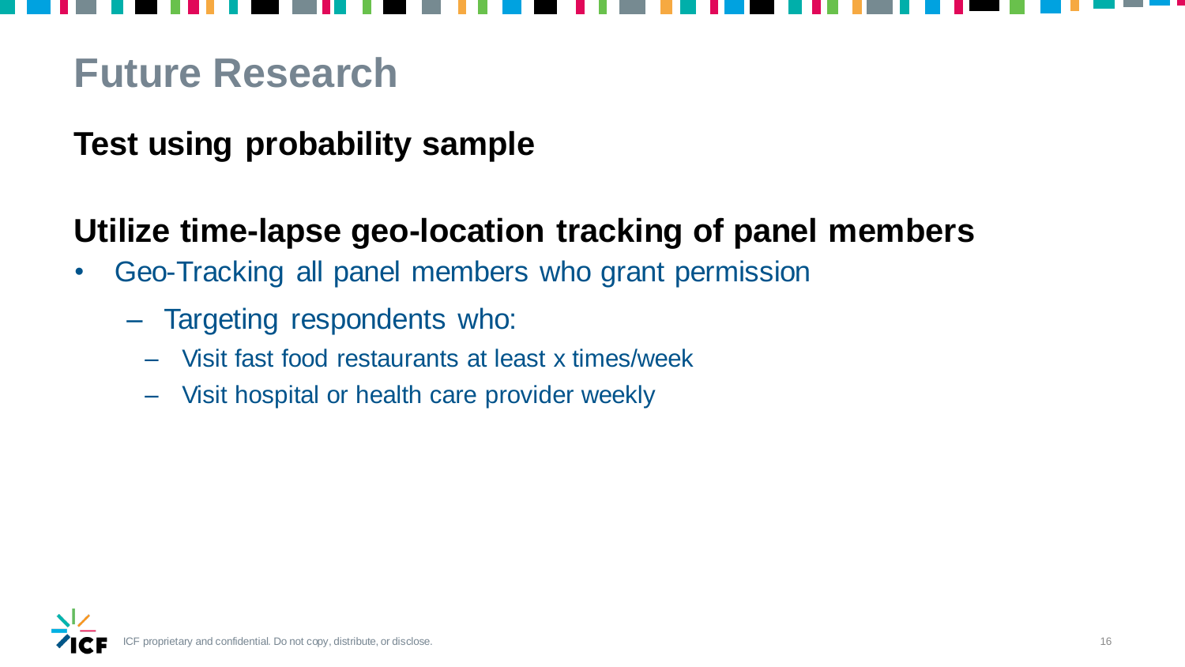# Future Research

**Test using probability sample**

**Utilize time-lapse geo-location tracking of panel members**

- Geo-Tracking all panel members who grant permission
  - Targeting respondents who:
    - Visit fast food restaurants at least x times/week
    - Visit hospital or health care provider weekly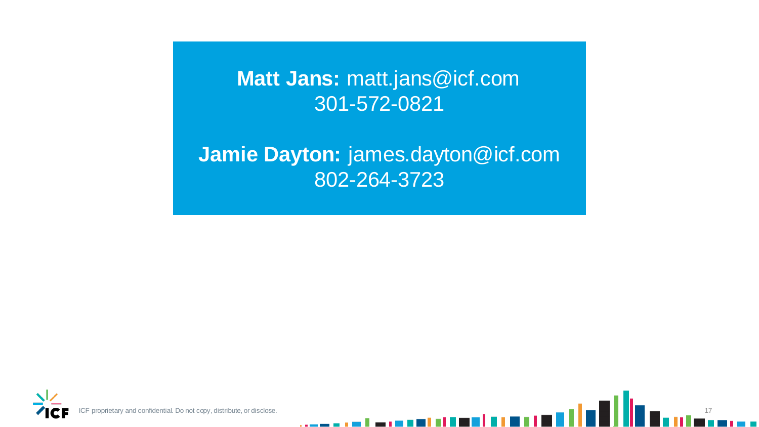**Matt Jans:** matt.jans@icf.com
301-572-0821

**Jamie Dayton:** james.dayton@icf.com
802-264-3723

ICF proprietary and confidential. Do not copy, distribute, or disclose.